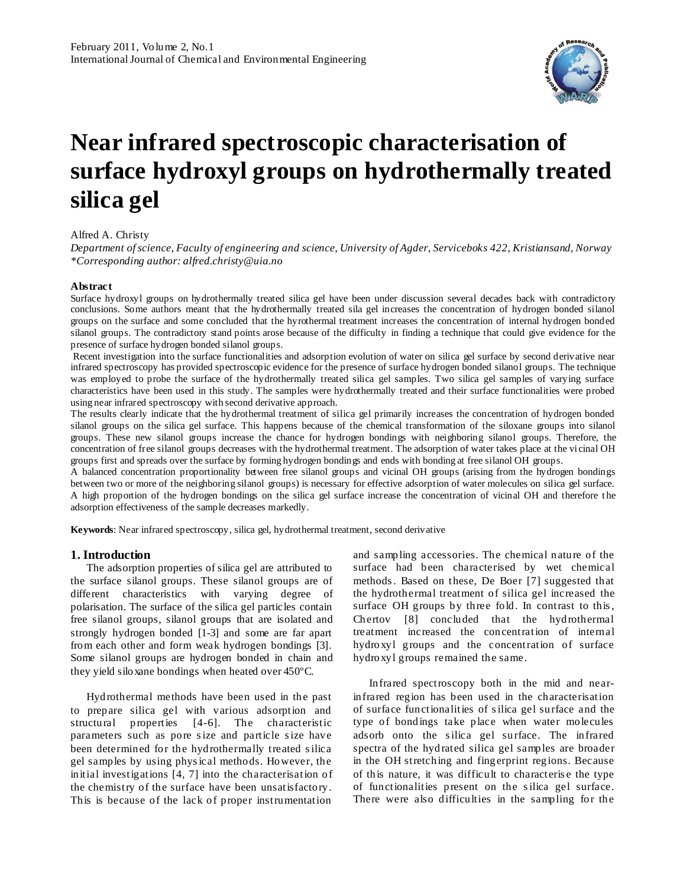# Near infrared spectroscopic characterisation of surface hydroxyl groups on hydrothermally treated silica gel

Alfred A. Christy

*Department of science, Faculty of engineering and science, University of Agder, Serviceboks 422, Kristiansand, Norway*
*\*Corresponding author: alfred.christy@uia.no*

**Abstract**

Surface hydroxyl groups on hydrothermally treated silica gel have been under discussion several decades back with contradictory conclusions. Some authors meant that the hydrothermally treated sila gel increases the concentration of hydrogen bonded silanol groups on the surface and some concluded that the hyrothermal treatment increases the concentration of internal hydrogen bonded silanol groups. The contradictory stand points arose because of the difficulty in finding a technique that could give evidence for the presence of surface hydrogen bonded silanol groups.

Recent investigation into the surface functionalities and adsorption evolution of water on silica gel surface by second derivative near infrared spectroscopy has provided spectroscopic evidence for the presence of surface hydrogen bonded silanol groups. The technique was employed to probe the surface of the hydrothermally treated silica gel samples. Two silica gel samples of varying surface characteristics have been used in this study. The samples were hydrothermally treated and their surface functionalities were probed using near infrared spectroscopy with second derivative approach.

The results clearly indicate that the hydrothermal treatment of silica gel primarily increases the concentration of hydrogen bonded silanol groups on the silica gel surface. This happens because of the chemical transformation of the siloxane groups into silanol groups. These new silanol groups increase the chance for hydrogen bondings with neighboring silanol groups. Therefore, the concentration of free silanol groups decreases with the hydrothermal treatment. The adsorption of water takes place at the vicinal OH groups first and spreads over the surface by forming hydrogen bondings and ends with bonding at free silanol OH groups.

A balanced concentration proportionality between free silanol groups and vicinal OH groups (arising from the hydrogen bondings between two or more of the neighboring silanol groups) is necessary for effective adsorption of water molecules on silica gel surface. A high proportion of the hydrogen bondings on the silica gel surface increase the concentration of vicinal OH and therefore the adsorption effectiveness of the sample decreases markedly.

**Keywords**: Near infrared spectroscopy, silica gel, hydrothermal treatment, second derivative

## 1. Introduction

The adsorption properties of silica gel are attributed to the surface silanol groups. These silanol groups are of different characteristics with varying degree of polarisation. The surface of the silica gel particles contain free silanol groups, silanol groups that are isolated and strongly hydrogen bonded [1-3] and some are far apart from each other and form weak hydrogen bondings [3]. Some silanol groups are hydrogen bonded in chain and they yield siloxane bondings when heated over 450ºC.

Hydrothermal methods have been used in the past to prepare silica gel with various adsorption and structural properties [4-6]. The characteristic parameters such as pore size and particle size have been determined for the hydrothermally treated silica gel samples by using physical methods. However, the initial investigations [4, 7] into the characterisation of the chemistry of the surface have been unsatisfactory. This is because of the lack of proper instrumentation and sampling accessories. The chemical nature of the surface had been characterised by wet chemical methods. Based on these, De Boer [7] suggested that the hydrothermal treatment of silica gel increased the surface OH groups by three fold. In contrast to this, Chertov [8] concluded that the hydrothermal treatment increased the concentration of internal hydroxyl groups and the concentration of surface hydroxyl groups remained the same.

Infrared spectroscopy both in the mid and near-infrared region has been used in the characterisation of surface functionalities of silica gel surface and the type of bondings take place when water molecules adsorb onto the silica gel surface. The infrared spectra of the hydrated silica gel samples are broader in the OH stretching and fingerprint regions. Because of this nature, it was difficult to characterise the type of functionalities present on the silica gel surface. There were also difficulties in the sampling for the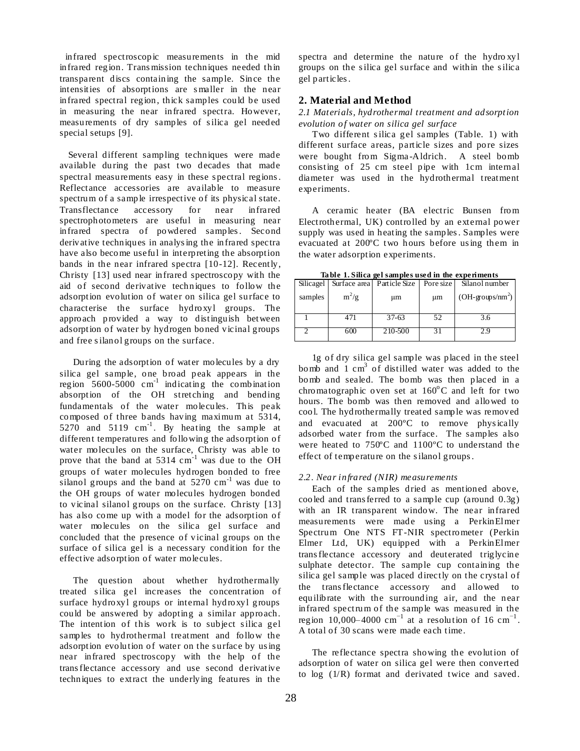infrared spectroscopic measurements in the mid infrared region. Transmission techniques needed thin transparent discs containing the sample. Since the intensities of absorptions are smaller in the near infrared spectral region, thick samples could be used in measuring the near infrared spectra. However, measurements of dry samples of silica gel needed special setups [9].

Several different sampling techniques were made available during the past two decades that made spectral measurements easy in these spectral regions. Reflectance accessories are available to measure spectrum of a sample irrespective of its physical state. Transflectance accessory for near infrared spectrophotometers are useful in measuring near infrared spectra of powdered samples. Second derivative techniques in analysing the infrared spectra have also become useful in interpreting the absorption bands in the near infrared spectra [10-12]. Recently, Christy [13] used near infrared spectroscopy with the aid of second derivative techniques to follow the adsorption evolution of water on silica gel surface to characterise the surface hydroxyl groups. The approach provided a way to distinguish between adsorption of water by hydrogen boned vicinal groups and free silanol groups on the surface.

During the adsorption of water molecules by a dry silica gel sample, one broad peak appears in the region 5600-5000 $cm^{-1}$ indicating the combination absorption of the OH stretching and bending fundamentals of the water molecules. This peak composed of three bands having maximum at 5314, 5270 and 5119 $cm^{-1}$. By heating the sample at different temperatures and following the adsorption of water molecules on the surface, Christy was able to prove that the band at 5314 $cm^{-1}$ was due to the OH groups of water molecules hydrogen bonded to free silanol groups and the band at 5270 $cm^{-1}$ was due to the OH groups of water molecules hydrogen bonded to vicinal silanol groups on the surface. Christy [13] has also come up with a model for the adsorption of water molecules on the silica gel surface and concluded that the presence of vicinal groups on the surface of silica gel is a necessary condition for the effective adsorption of water molecules.

The question about whether hydrothermally treated silica gel increases the concentration of surface hydroxyl groups or internal hydroxyl groups could be answered by adopting a similar approach. The intention of this work is to subject silica gel samples to hydrothermal treatment and follow the adsorption evolution of water on the surface by using near infrared spectroscopy with the help of the transflectance accessory and use second derivative techniques to extract the underlying features in the spectra and determine the nature of the hydroxyl groups on the silica gel surface and within the silica gel particles.

## 2. Material and Method

### *2.1 Materials, hydrothermal treatment and adsorption evolution of water on silica gel surface*

Two different silica gel samples (Table. 1) with different surface areas, particle sizes and pore sizes were bought from Sigma-Aldrich. A steel bomb consisting of 25 cm steel pipe with 1cm internal diameter was used in the hydrothermal treatment experiments.

A ceramic heater (BA electric Bunsen from Electrothermal, UK) controlled by an external power supply was used in heating the samples. Samples were evacuated at 200ºC two hours before using them in the water adsorption experiments.

**Table 1. Silica gel samples used in the experiments**

| Silicagel samples | Surface area $m^2/g$ | Particle Size μm | Pore size μm | Silanol number (OH-groups/$nm^2$) |
|---|---|---|---|---|
| 1 | 471 | 37-63 | 52 | 3.6 |
| 2 | 600 | 210-500 | 31 | 2.9 |

1g of dry silica gel sample was placed in the steel bomb and 1 $cm^3$ of distilled water was added to the bomb and sealed. The bomb was then placed in a chromatographic oven set at 160$^o$C and left for two hours. The bomb was then removed and allowed to cool. The hydrothermally treated sample was removed and evacuated at 200ºC to remove physically adsorbed water from the surface. The samples also were heated to 750ºC and 1100ºC to understand the effect of temperature on the silanol groups.

### *2.2. Near infrared (NIR) measurements*

Each of the samples dried as mentioned above, cooled and transferred to a sample cup (around 0.3g) with an IR transparent window. The near infrared measurements were made using a PerkinElmer Spectrum One NTS FT-NIR spectrometer (Perkin Elmer Ltd, UK) equipped with a PerkinElmer transflectance accessory and deuterated triglycine sulphate detector. The sample cup containing the silica gel sample was placed directly on the crystal of the transflectance accessory and allowed to equilibrate with the surrounding air, and the near infrared spectrum of the sample was measured in the region 10,000–4000 $cm^{-1}$ at a resolution of 16 $cm^{-1}$. A total of 30 scans were made each time.

The reflectance spectra showing the evolution of adsorption of water on silica gel were then converted to log (1/R) format and derivated twice and saved.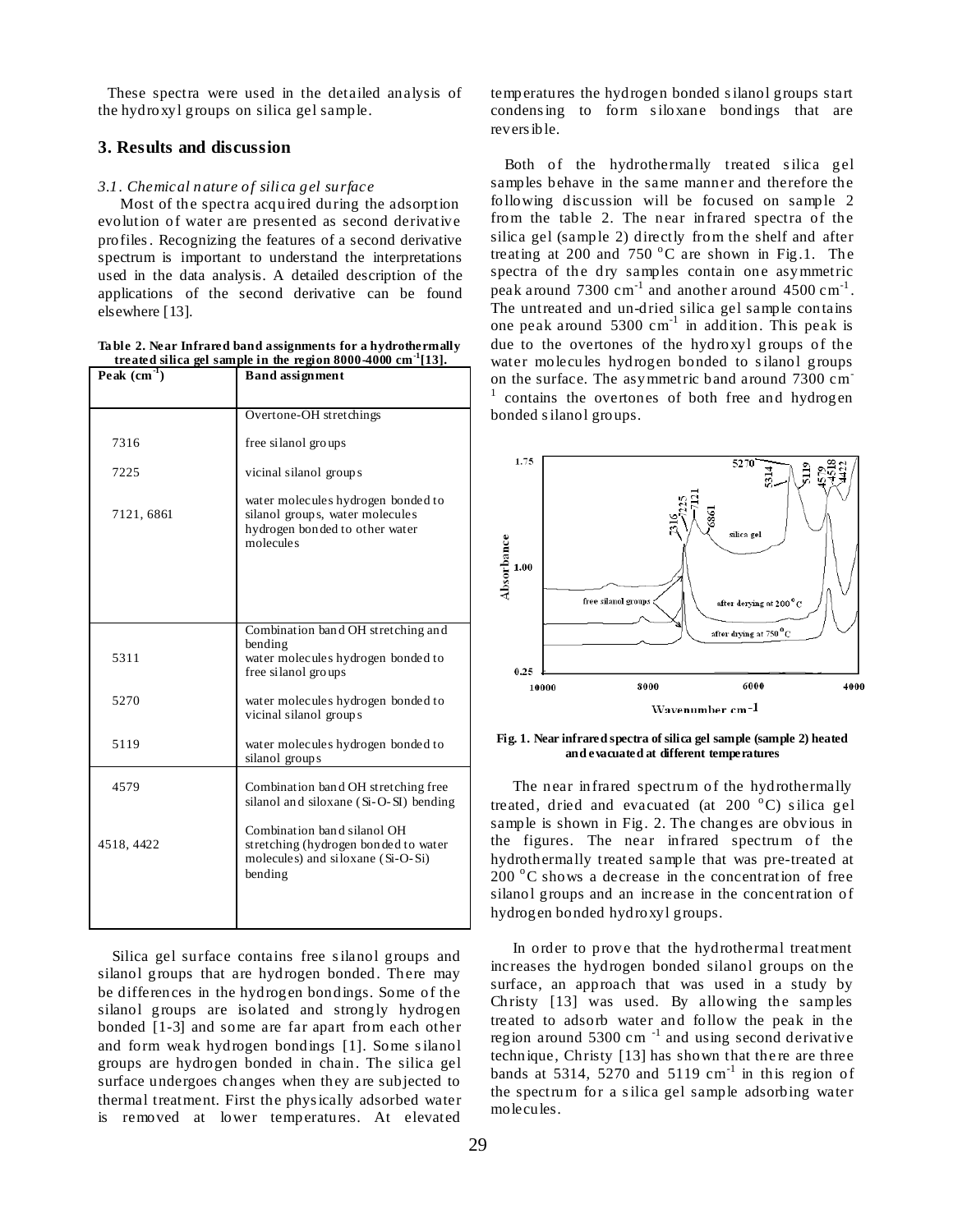These spectra were used in the detailed analysis of the hydroxyl groups on silica gel sample.

## 3. Results and discussion

### *3.1. Chemical nature of silica gel surface*

Most of the spectra acquired during the adsorption evolution of water are presented as second derivative profiles. Recognizing the features of a second derivative spectrum is important to understand the interpretations used in the data analysis. A detailed description of the applications of the second derivative can be found elsewhere [13].

**Table 2. Near Infrared band assignments for a hydrothermally treated silica gel sample in the region 8000-4000 cm$^{-1}$[13].**

| Peak (cm$^{-1}$) | Band assignment |
|---|---|
| | Overtone-OH stretchings |
| 7316 | free silanol groups |
| 7225 | vicinal silanol groups |
| 7121, 6861 | water molecules hydrogen bonded to silanol groups, water molecules hydrogen bonded to other water molecules |
| | Combination band OH stretching and bending |
| 5311 | water molecules hydrogen bonded to free silanol groups |
| 5270 | water molecules hydrogen bonded to vicinal silanol groups |
| 5119 | water molecules hydrogen bonded to silanol groups |
| 4579 | Combination band OH stretching free silanol and siloxane (Si-O-SI) bending |
| 4518, 4422 | Combination band silanol OH stretching (hydrogen bonded to water molecules) and siloxane (Si-O-Si) bending |

Silica gel surface contains free silanol groups and silanol groups that are hydrogen bonded. There may be differences in the hydrogen bondings. Some of the silanol groups are isolated and strongly hydrogen bonded [1-3] and some are far apart from each other and form weak hydrogen bondings [1]. Some silanol groups are hydrogen bonded in chain. The silica gel surface undergoes changes when they are subjected to thermal treatment. First the physically adsorbed water is removed at lower temperatures. At elevated temperatures the hydrogen bonded silanol groups start condensing to form siloxane bondings that are reversible.

Both of the hydrothermally treated silica gel samples behave in the same manner and therefore the following discussion will be focused on sample 2 from the table 2. The near infrared spectra of the silica gel (sample 2) directly from the shelf and after treating at 200 and 750 °C are shown in Fig.1. The spectra of the dry samples contain one asymmetric peak around 7300 cm$^{-1}$ and another around 4500 cm$^{-1}$. The untreated and un-dried silica gel sample contains one peak around 5300 cm$^{-1}$ in addition. This peak is due to the overtones of the hydroxyl groups of the water molecules hydrogen bonded to silanol groups on the surface. The asymmetric band around 7300 cm$^{-1}$ contains the overtones of both free and hydrogen bonded silanol groups.

**Fig. 1. Near infrared spectra of silica gel sample (sample 2) heated and evacuated at different temperatures**

The near infrared spectrum of the hydrothermally treated, dried and evacuated (at 200 °C) silica gel sample is shown in Fig. 2. The changes are obvious in the figures. The near infrared spectrum of the hydrothermally treated sample that was pre-treated at 200 °C shows a decrease in the concentration of free silanol groups and an increase in the concentration of hydrogen bonded hydroxyl groups.

In order to prove that the hydrothermal treatment increases the hydrogen bonded silanol groups on the surface, an approach that was used in a study by Christy [13] was used. By allowing the samples treated to adsorb water and follow the peak in the region around 5300 cm$^{-1}$ and using second derivative technique, Christy [13] has shown that there are three bands at 5314, 5270 and 5119 cm$^{-1}$ in this region of the spectrum for a silica gel sample adsorbing water molecules.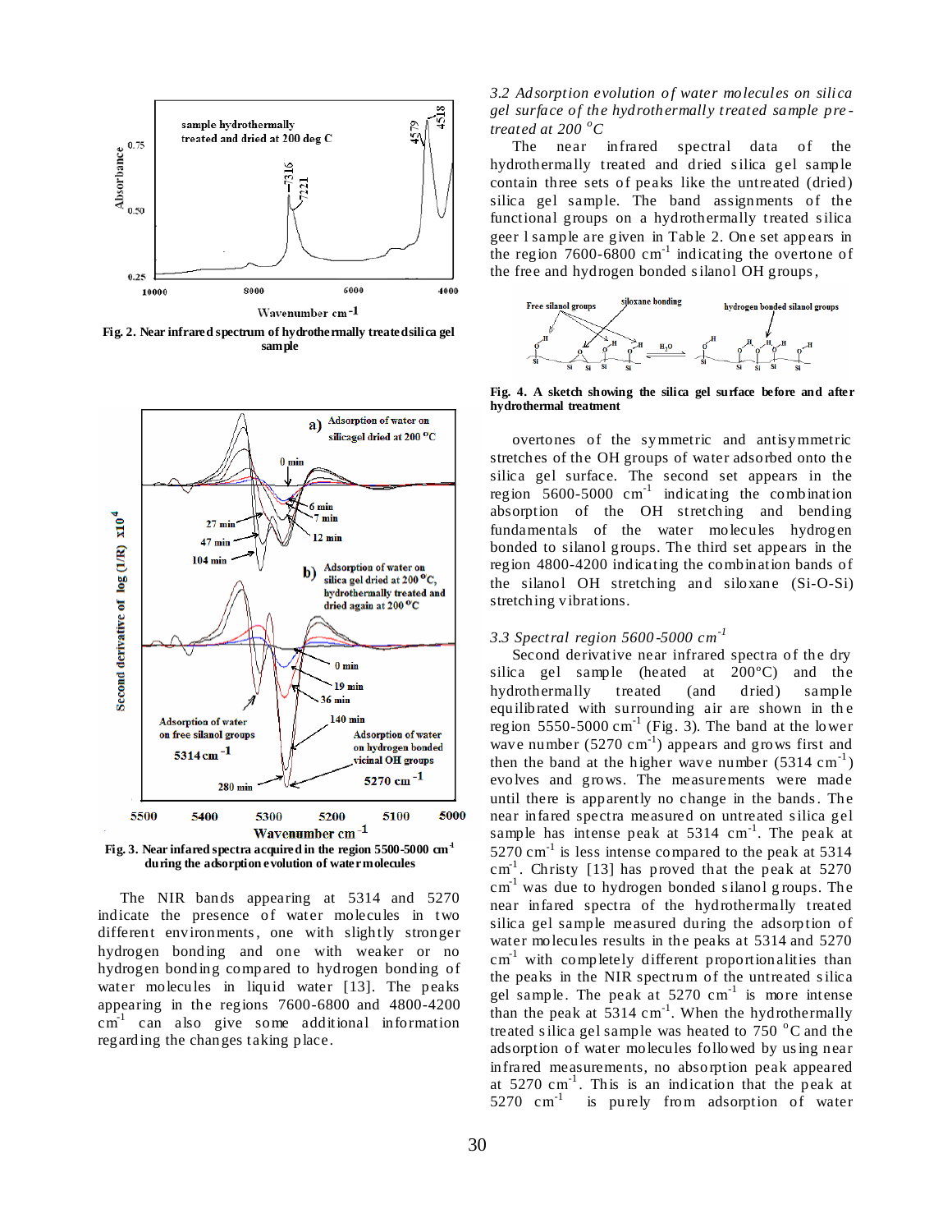Fig. 2. Near infrared spectrum of hydrothermally treated silica gel sample

Fig. 3. Near infared spectra acquired in the region 5500-5000 cm$^{-1}$ during the adsorption evolution of water molecules

The NIR bands appearing at 5314 and 5270 indicate the presence of water molecules in two different environments, one with slightly stronger hydrogen bonding and one with weaker or no hydrogen bonding compared to hydrogen bonding of water molecules in liquid water [13]. The peaks appearing in the regions 7600-6800 and 4800-4200 cm$^{-1}$ can also give some additional information regarding the changes taking place.

### *3.2 Adsorption evolution of water molecules on silica gel surface of the hydrothermally treated sample pre-treated at 200 °C*

The near infrared spectral data of the hydrothermally treated and dried silica gel sample contain three sets of peaks like the untreated (dried) silica gel sample. The band assignments of the functional groups on a hydrothermally treated silica geer l sample are given in Table 2. One set appears in the region 7600-6800 cm$^{-1}$ indicating the overtone of the free and hydrogen bonded silanol OH groups,

Fig. 4. A sketch showing the silica gel surface before and after hydrothermal treatment

overtones of the symmetric and antisymmetric stretches of the OH groups of water adsorbed onto the silica gel surface. The second set appears in the region 5600-5000 cm$^{-1}$ indicating the combination absorption of the OH stretching and bending fundamentals of the water molecules hydrogen bonded to silanol groups. The third set appears in the region 4800-4200 indicating the combination bands of the silanol OH stretching and siloxane (Si-O-Si) stretching vibrations.

### *3.3 Spectral region 5600-5000 cm$^{-1}$*

Second derivative near infrared spectra of the dry silica gel sample (heated at 200°C) and the hydrothermally treated (and dried) sample equilibrated with surrounding air are shown in the region 5550-5000 cm$^{-1}$ (Fig. 3). The band at the lower wave number (5270 cm$^{-1}$) appears and grows first and then the band at the higher wave number (5314 cm$^{-1}$) evolves and grows. The measurements were made until there is apparently no change in the bands. The near infared spectra measured on untreated silica gel sample has intense peak at 5314 cm$^{-1}$. The peak at 5270 cm$^{-1}$ is less intense compared to the peak at 5314 cm$^{-1}$. Christy [13] has proved that the peak at 5270 cm$^{-1}$ was due to hydrogen bonded silanol groups. The near infared spectra of the hydrothermally treated silica gel sample measured during the adsorption of water molecules results in the peaks at 5314 and 5270 cm$^{-1}$ with completely different proportionalities than the peaks in the NIR spectrum of the untreated silica gel sample. The peak at 5270 cm$^{-1}$ is more intense than the peak at 5314 cm$^{-1}$. When the hydrothermally treated silica gel sample was heated to 750 °C and the adsorption of water molecules followed by using near infrared measurements, no absorption peak appeared at 5270 cm$^{-1}$. This is an indication that the peak at 5270 cm$^{-1}$ is purely from adsorption of water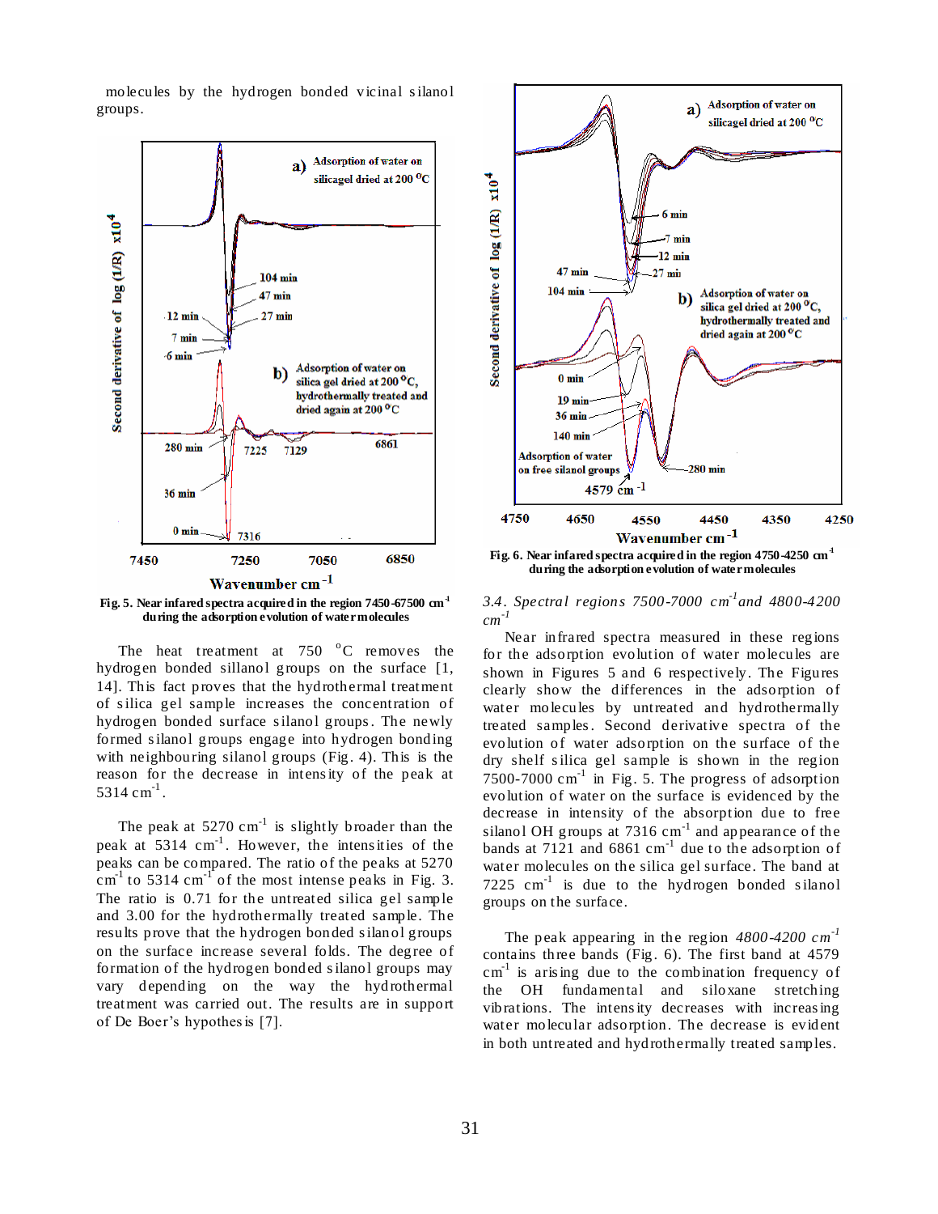molecules by the hydrogen bonded vicinal silanol groups.

Fig. 5. Near infared spectra acquired in the region 7450-67500 cm$^{-1}$ during the adsorption evolution of water molecules

The heat treatment at 750 °C removes the hydrogen bonded sillanol groups on the surface [1, 14]. This fact proves that the hydrothermal treatment of silica gel sample increases the concentration of hydrogen bonded surface silanol groups. The newly formed silanol groups engage into hydrogen bonding with neighbouring silanol groups (Fig. 4). This is the reason for the decrease in intensity of the peak at 5314 cm$^{-1}$.

The peak at 5270 cm$^{-1}$ is slightly broader than the peak at 5314 cm$^{-1}$. However, the intensities of the peaks can be compared. The ratio of the peaks at 5270 cm$^{-1}$ to 5314 cm$^{-1}$ of the most intense peaks in Fig. 3. The ratio is 0.71 for the untreated silica gel sample and 3.00 for the hydrothermally treated sample. The results prove that the hydrogen bonded silanol groups on the surface increase several folds. The degree of formation of the hydrogen bonded silanol groups may vary depending on the way the hydrothermal treatment was carried out. The results are in support of De Boer's hypothesis [7].

Fig. 6. Near infared spectra acquired in the region 4750-4250 cm$^{-1}$ during the adsorption evolution of water molecules

### 3.4. *Spectral regions 7500-7000 cm$^{-1}$ and 4800-4200 cm$^{-1}$*

Near infrared spectra measured in these regions for the adsorption evolution of water molecules are shown in Figures 5 and 6 respectively. The Figures clearly show the differences in the adsorption of water molecules by untreated and hydrothermally treated samples. Second derivative spectra of the evolution of water adsorption on the surface of the dry shelf silica gel sample is shown in the region 7500-7000 cm$^{-1}$ in Fig. 5. The progress of adsorption evolution of water on the surface is evidenced by the decrease in intensity of the absorption due to free silanol OH groups at 7316 cm$^{-1}$ and appearance of the bands at 7121 and 6861 cm$^{-1}$ due to the adsorption of water molecules on the silica gel surface. The band at 7225 cm$^{-1}$ is due to the hydrogen bonded silanol groups on the surface.

The peak appearing in the region *4800-4200 cm$^{-1}$* contains three bands (Fig. 6). The first band at 4579 cm$^{-1}$ is arising due to the combination frequency of the OH fundamental and siloxane stretching vibrations. The intensity decreases with increasing water molecular adsorption. The decrease is evident in both untreated and hydrothermally treated samples.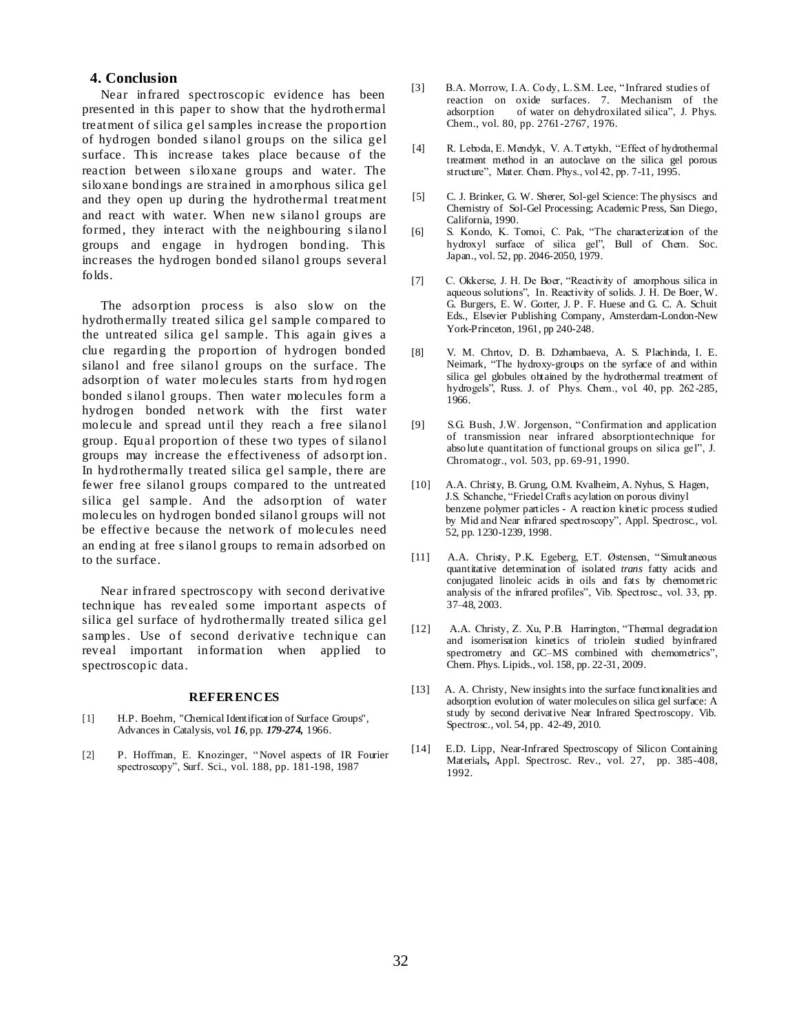## 4. Conclusion

Near infrared spectroscopic evidence has been presented in this paper to show that the hydrothermal treatment of silica gel samples increase the proportion of hydrogen bonded silanol groups on the silica gel surface. This increase takes place because of the reaction between siloxane groups and water. The siloxane bondings are strained in amorphous silica gel and they open up during the hydrothermal treatment and react with water. When new silanol groups are formed, they interact with the neighbouring silanol groups and engage in hydrogen bonding. This increases the hydrogen bonded silanol groups several folds.

The adsorption process is also slow on the hydrothermally treated silica gel sample compared to the untreated silica gel sample. This again gives a clue regarding the proportion of hydrogen bonded silanol and free silanol groups on the surface. The adsorption of water molecules starts from hydrogen bonded silanol groups. Then water molecules form a hydrogen bonded network with the first water molecule and spread until they reach a free silanol group. Equal proportion of these two types of silanol groups may increase the effectiveness of adsorption. In hydrothermally treated silica gel sample, there are fewer free silanol groups compared to the untreated silica gel sample. And the adsorption of water molecules on hydrogen bonded silanol groups will not be effective because the network of molecules need an ending at free silanol groups to remain adsorbed on to the surface.

Near infrared spectroscopy with second derivative technique has revealed some important aspects of silica gel surface of hydrothermally treated silica gel samples. Use of second derivative technique can reveal important information when applied to spectroscopic data.

### REFERENCES

[1] H.P. Boehm, "Chemical Identification of Surface Groups", Advances in Catalysis, vol. ***16***, pp. ***179-274***, 1966.

[2] P. Hoffman, E. Knozinger, "Novel aspects of IR Fourier spectroscopy", Surf. Sci., vol. 188, pp. 181-198, 1987

[3] B.A. Morrow, I.A. Cody, L.S.M. Lee, "Infrared studies of reaction on oxide surfaces. 7. Mechanism of the adsorption of water on dehydroxilated silica", J. Phys. Chem., vol. 80, pp. 2761-2767, 1976.

[4] R. Leboda, E. Mendyk, V. A. Tertykh, "Effect of hydrothermal treatment method in an autoclave on the silica gel porous structure", Mater. Chem. Phys., vol 42, pp. 7-11, 1995.

[5] C. J. Brinker, G. W. Sherer, Sol-gel Science: The physiscs and Chemistry of Sol-Gel Processing; Academic Press, San Diego, California, 1990.

[6] S. Kondo, K. Tomoi, C. Pak, "The characterization of the hydroxyl surface of silica gel", Bull of Chem. Soc. Japan., vol. 52, pp. 2046-2050, 1979.

[7] C. Okkerse, J. H. De Boer, "Reactivity of amorphous silica in aqueous solutions", In. Reactivity of solids. J. H. De Boer, W. G. Burgers, E. W. Gorter, J. P. F. Huese and G. C. A. Schuit Eds., Elsevier Publishing Company, Amsterdam-London-New York-Princeton, 1961, pp 240-248.

[8] V. M. Chrtov, D. B. Dzhambaeva, A. S. Plachinda, I. E. Neimark, "The hydroxy-groups on the syrface of and within silica gel globules obtained by the hydrothermal treatment of hydrogels", Russ. J. of Phys. Chem., vol. 40, pp. 262-285, 1966.

[9] S.G. Bush, J.W. Jorgenson, "Confirmation and application of transmission near infrared absorptiontechnique for absolute quantitation of functional groups on silica gel", J. Chromatogr., vol. 503, pp. 69-91, 1990.

[10] A.A. Christy, B. Grung, O.M. Kvalheim, A. Nyhus, S. Hagen, J.S. Schanche, "Friedel Crafts acylation on porous divinyl benzene polymer particles - A reaction kinetic process studied by Mid and Near infrared spectroscopy", Appl. Spectrosc., vol. 52, pp. 1230-1239, 1998.

[11] A.A. Christy, P.K. Egeberg, E.T. Østensen, "Simultaneous quantitative determination of isolated *trans* fatty acids and conjugated linoleic acids in oils and fats by chemometric analysis of the infrared profiles", Vib. Spectrosc., vol. 33, pp. 37–48, 2003.

[12] A.A. Christy, Z. Xu, P.B. Harrington, "Thermal degradation and isomerisation kinetics of triolein studied byinfrared spectrometry and GC–MS combined with chemometrics", Chem. Phys. Lipids., vol. 158, pp. 22-31, 2009.

[13] A. A. Christy, New insights into the surface functionalities and adsorption evolution of water molecules on silica gel surface: A study by second derivative Near Infrared Spectroscopy. Vib. Spectrosc., vol. 54, pp. 42-49, 2010.

[14] E.D. Lipp, Near-Infrared Spectroscopy of Silicon Containing Materials**,** Appl. Spectrosc. Rev., vol. 27, pp. 385-408, 1992.